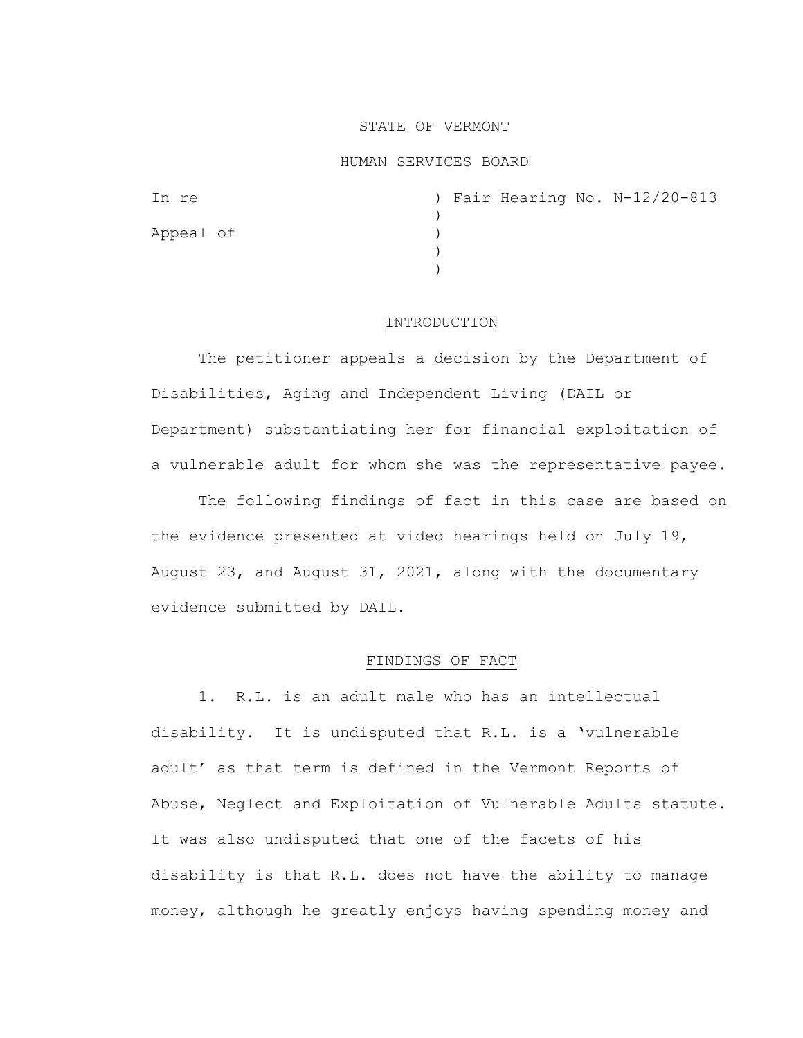STATE OF VERMONT

HUMAN SERVICES BOARD

In re ) Fair Hearing No. N-12/20-813
)
Appeal of )
)
)

## INTRODUCTION

The petitioner appeals a decision by the Department of Disabilities, Aging and Independent Living (DAIL or Department) substantiating her for financial exploitation of a vulnerable adult for whom she was the representative payee.

The following findings of fact in this case are based on the evidence presented at video hearings held on July 19, August 23, and August 31, 2021, along with the documentary evidence submitted by DAIL.

## FINDINGS OF FACT

1. R.L. is an adult male who has an intellectual disability. It is undisputed that R.L. is a 'vulnerable adult' as that term is defined in the Vermont Reports of Abuse, Neglect and Exploitation of Vulnerable Adults statute. It was also undisputed that one of the facets of his disability is that R.L. does not have the ability to manage money, although he greatly enjoys having spending money and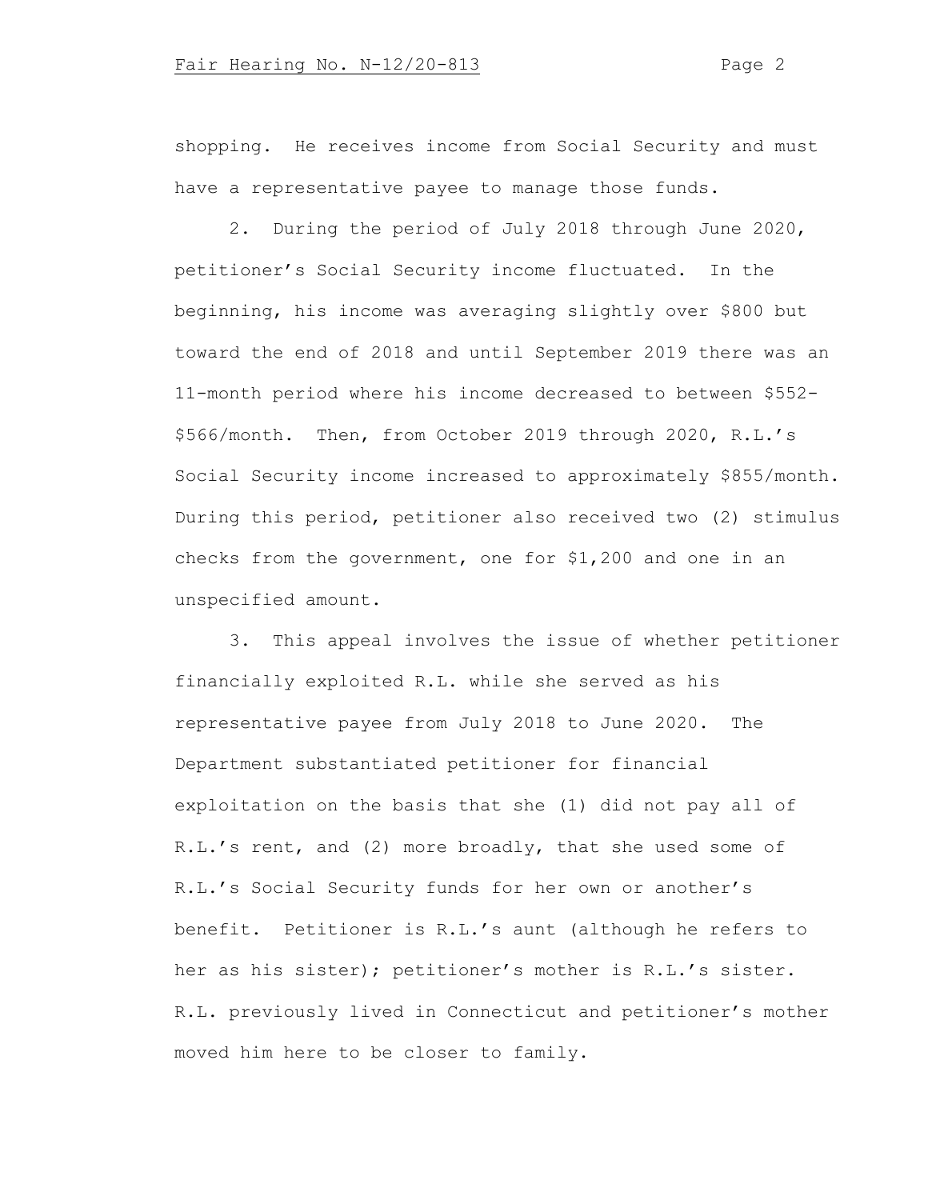shopping. He receives income from Social Security and must have a representative payee to manage those funds.

2. During the period of July 2018 through June 2020, petitioner's Social Security income fluctuated. In the beginning, his income was averaging slightly over $800 but toward the end of 2018 and until September 2019 there was an 11-month period where his income decreased to between $552-$566/month. Then, from October 2019 through 2020, R.L.'s Social Security income increased to approximately $855/month. During this period, petitioner also received two (2) stimulus checks from the government, one for $1,200 and one in an unspecified amount.

3. This appeal involves the issue of whether petitioner financially exploited R.L. while she served as his representative payee from July 2018 to June 2020. The Department substantiated petitioner for financial exploitation on the basis that she (1) did not pay all of R.L.'s rent, and (2) more broadly, that she used some of R.L.'s Social Security funds for her own or another's benefit. Petitioner is R.L.'s aunt (although he refers to her as his sister); petitioner's mother is R.L.'s sister. R.L. previously lived in Connecticut and petitioner's mother moved him here to be closer to family.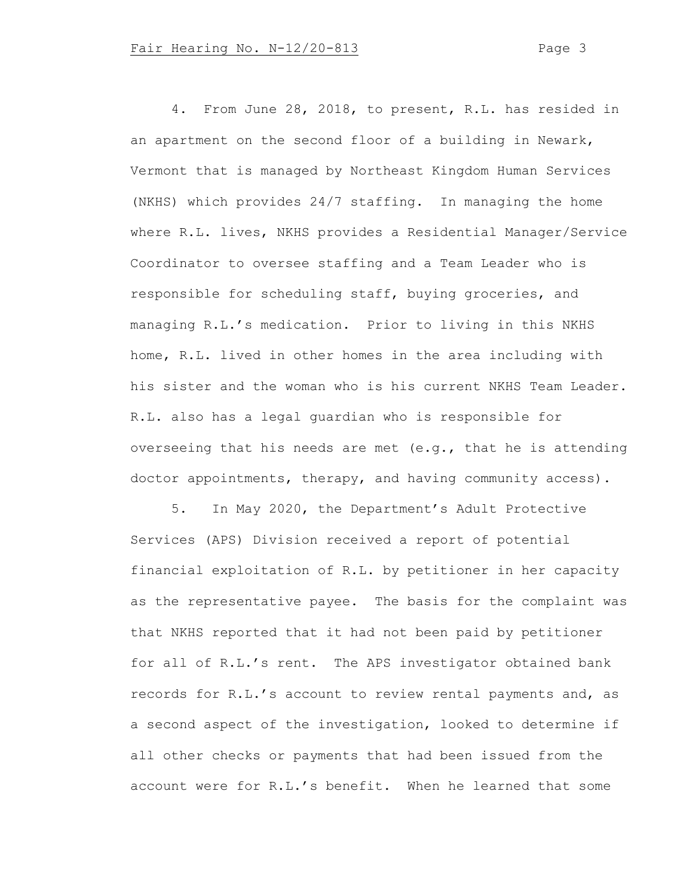4. From June 28, 2018, to present, R.L. has resided in an apartment on the second floor of a building in Newark, Vermont that is managed by Northeast Kingdom Human Services (NKHS) which provides 24/7 staffing. In managing the home where R.L. lives, NKHS provides a Residential Manager/Service Coordinator to oversee staffing and a Team Leader who is responsible for scheduling staff, buying groceries, and managing R.L.'s medication. Prior to living in this NKHS home, R.L. lived in other homes in the area including with his sister and the woman who is his current NKHS Team Leader. R.L. also has a legal guardian who is responsible for overseeing that his needs are met (e.g., that he is attending doctor appointments, therapy, and having community access).

5. In May 2020, the Department's Adult Protective Services (APS) Division received a report of potential financial exploitation of R.L. by petitioner in her capacity as the representative payee. The basis for the complaint was that NKHS reported that it had not been paid by petitioner for all of R.L.'s rent. The APS investigator obtained bank records for R.L.'s account to review rental payments and, as a second aspect of the investigation, looked to determine if all other checks or payments that had been issued from the account were for R.L.'s benefit. When he learned that some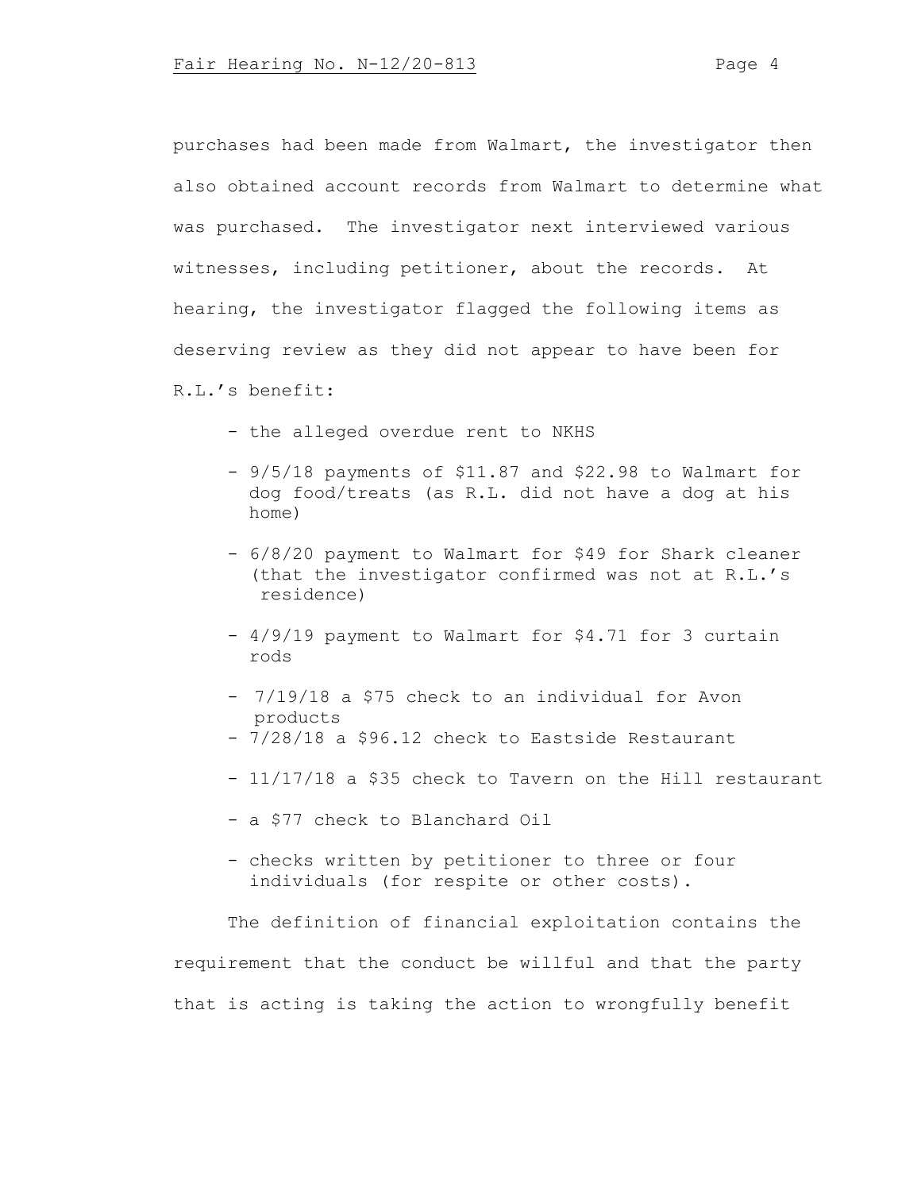purchases had been made from Walmart, the investigator then also obtained account records from Walmart to determine what was purchased. The investigator next interviewed various witnesses, including petitioner, about the records. At hearing, the investigator flagged the following items as deserving review as they did not appear to have been for R.L.'s benefit:

- the alleged overdue rent to NKHS
- 9/5/18 payments of $11.87 and $22.98 to Walmart for dog food/treats (as R.L. did not have a dog at his home)
- 6/8/20 payment to Walmart for $49 for Shark cleaner (that the investigator confirmed was not at R.L.'s residence)
- 4/9/19 payment to Walmart for $4.71 for 3 curtain rods
- 7/19/18 a $75 check to an individual for Avon products
- 7/28/18 a $96.12 check to Eastside Restaurant
- 11/17/18 a $35 check to Tavern on the Hill restaurant
- a $77 check to Blanchard Oil
- checks written by petitioner to three or four individuals (for respite or other costs).

The definition of financial exploitation contains the requirement that the conduct be willful and that the party that is acting is taking the action to wrongfully benefit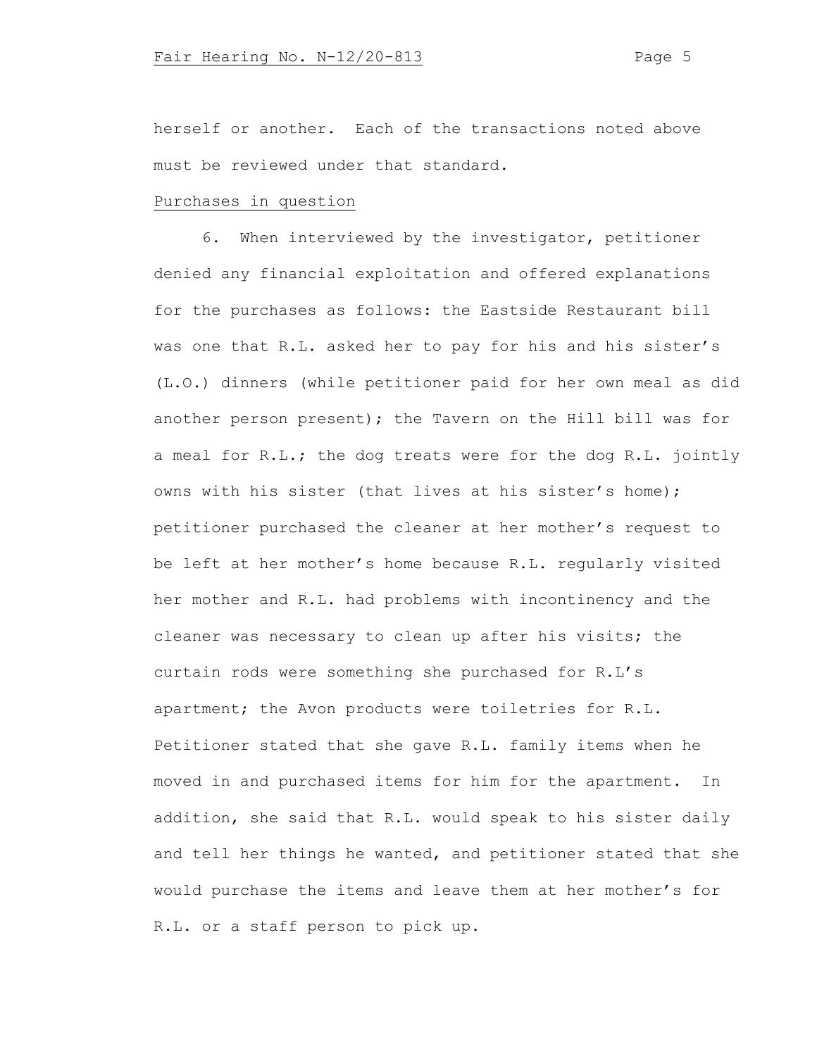herself or another. Each of the transactions noted above must be reviewed under that standard.

Purchases in question

6. When interviewed by the investigator, petitioner denied any financial exploitation and offered explanations for the purchases as follows: the Eastside Restaurant bill was one that R.L. asked her to pay for his and his sister's (L.O.) dinners (while petitioner paid for her own meal as did another person present); the Tavern on the Hill bill was for a meal for R.L.; the dog treats were for the dog R.L. jointly owns with his sister (that lives at his sister's home); petitioner purchased the cleaner at her mother's request to be left at her mother's home because R.L. regularly visited her mother and R.L. had problems with incontinency and the cleaner was necessary to clean up after his visits; the curtain rods were something she purchased for R.L's apartment; the Avon products were toiletries for R.L. Petitioner stated that she gave R.L. family items when he moved in and purchased items for him for the apartment. In addition, she said that R.L. would speak to his sister daily and tell her things he wanted, and petitioner stated that she would purchase the items and leave them at her mother's for R.L. or a staff person to pick up.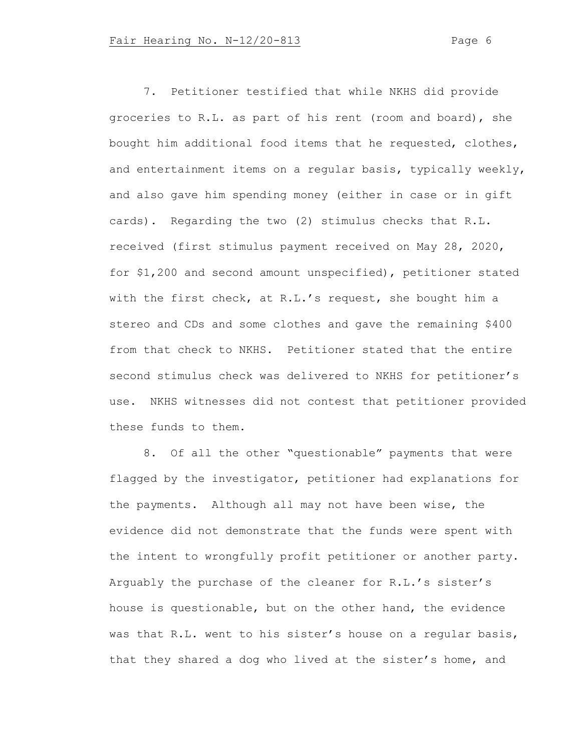7. Petitioner testified that while NKHS did provide groceries to R.L. as part of his rent (room and board), she bought him additional food items that he requested, clothes, and entertainment items on a regular basis, typically weekly, and also gave him spending money (either in case or in gift cards). Regarding the two (2) stimulus checks that R.L. received (first stimulus payment received on May 28, 2020, for $1,200 and second amount unspecified), petitioner stated with the first check, at R.L.'s request, she bought him a stereo and CDs and some clothes and gave the remaining $400 from that check to NKHS. Petitioner stated that the entire second stimulus check was delivered to NKHS for petitioner's use. NKHS witnesses did not contest that petitioner provided these funds to them.

8. Of all the other "questionable" payments that were flagged by the investigator, petitioner had explanations for the payments. Although all may not have been wise, the evidence did not demonstrate that the funds were spent with the intent to wrongfully profit petitioner or another party. Arguably the purchase of the cleaner for R.L.'s sister's house is questionable, but on the other hand, the evidence was that R.L. went to his sister's house on a regular basis, that they shared a dog who lived at the sister's home, and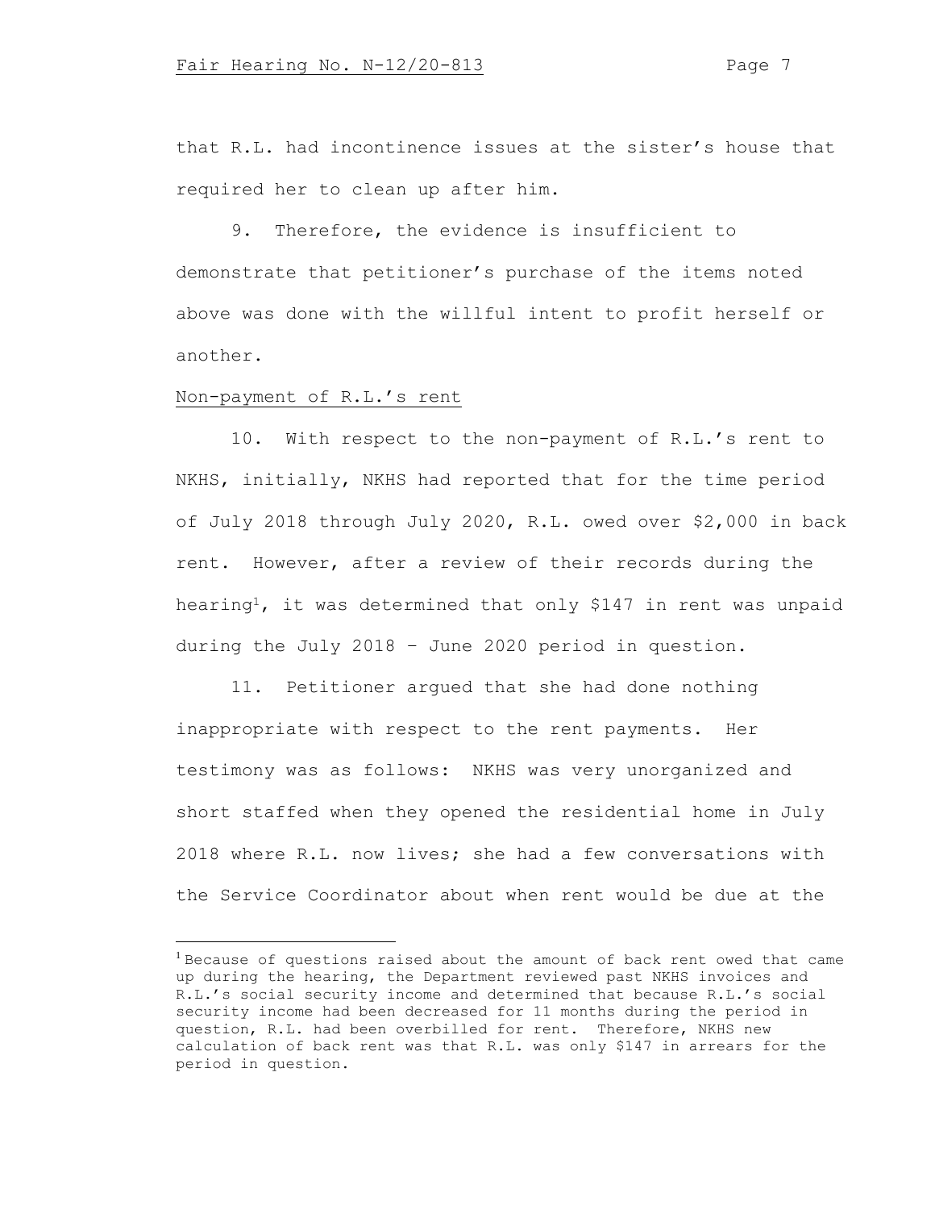that R.L. had incontinence issues at the sister's house that required her to clean up after him.

9. Therefore, the evidence is insufficient to demonstrate that petitioner's purchase of the items noted above was done with the willful intent to profit herself or another.

Non-payment of R.L.'s rent

10. With respect to the non-payment of R.L.'s rent to NKHS, initially, NKHS had reported that for the time period of July 2018 through July 2020, R.L. owed over $2,000 in back rent. However, after a review of their records during the hearing[1], it was determined that only $147 in rent was unpaid during the July 2018 – June 2020 period in question.

11. Petitioner argued that she had done nothing inappropriate with respect to the rent payments. Her testimony was as follows: NKHS was very unorganized and short staffed when they opened the residential home in July 2018 where R.L. now lives; she had a few conversations with the Service Coordinator about when rent would be due at the

---

[1] Because of questions raised about the amount of back rent owed that came up during the hearing, the Department reviewed past NKHS invoices and R.L.'s social security income and determined that because R.L.'s social security income had been decreased for 11 months during the period in question, R.L. had been overbilled for rent. Therefore, NKHS new calculation of back rent was that R.L. was only $147 in arrears for the period in question.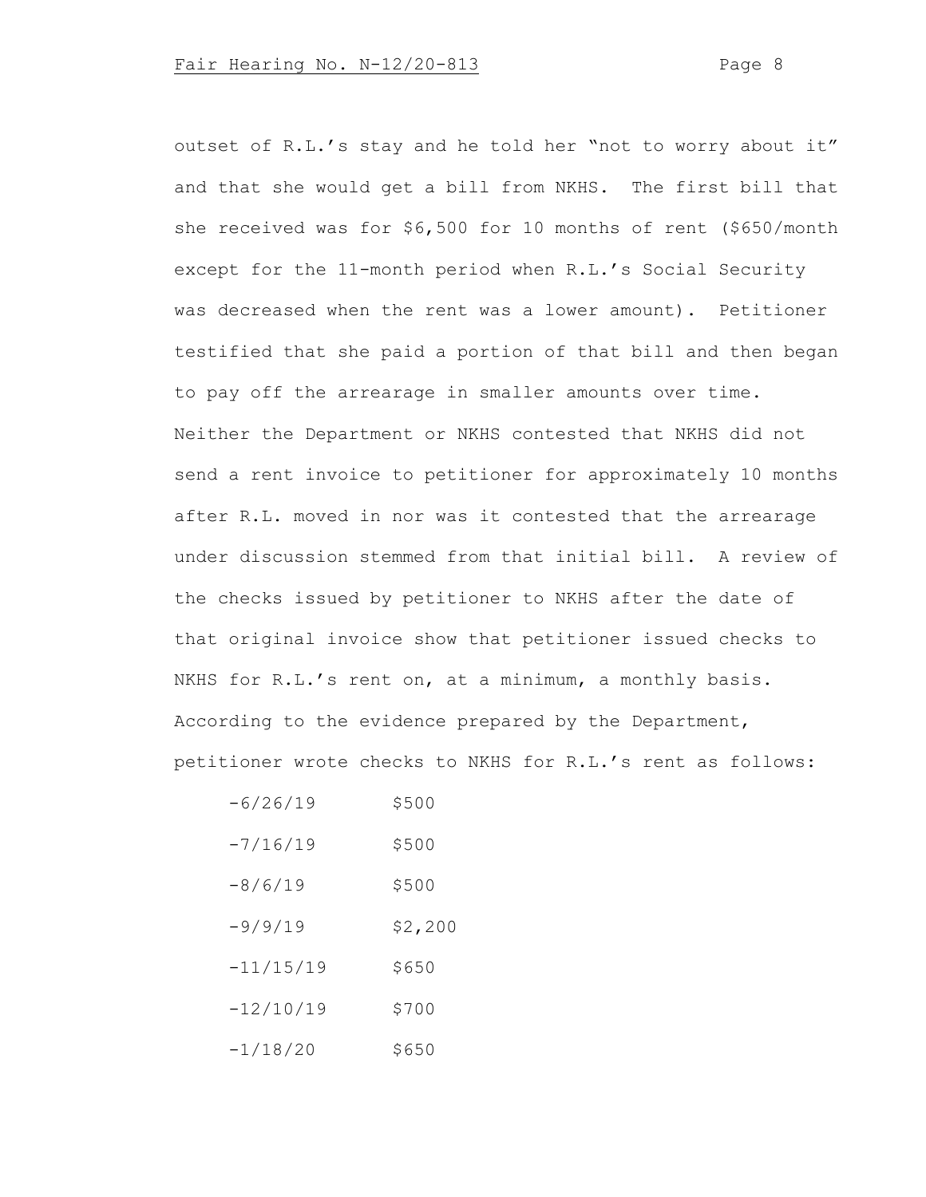outset of R.L.'s stay and he told her "not to worry about it" and that she would get a bill from NKHS. The first bill that she received was for $6,500 for 10 months of rent ($650/month except for the 11-month period when R.L.'s Social Security was decreased when the rent was a lower amount). Petitioner testified that she paid a portion of that bill and then began to pay off the arrearage in smaller amounts over time. Neither the Department or NKHS contested that NKHS did not send a rent invoice to petitioner for approximately 10 months after R.L. moved in nor was it contested that the arrearage under discussion stemmed from that initial bill. A review of the checks issued by petitioner to NKHS after the date of that original invoice show that petitioner issued checks to NKHS for R.L.'s rent on, at a minimum, a monthly basis. According to the evidence prepared by the Department, petitioner wrote checks to NKHS for R.L.'s rent as follows:

- 6/26/19 $500
- 7/16/19 $500
- 8/6/19 $500
- 9/9/19 $2,200
- 11/15/19 $650
- 12/10/19 $700
- 1/18/20 $650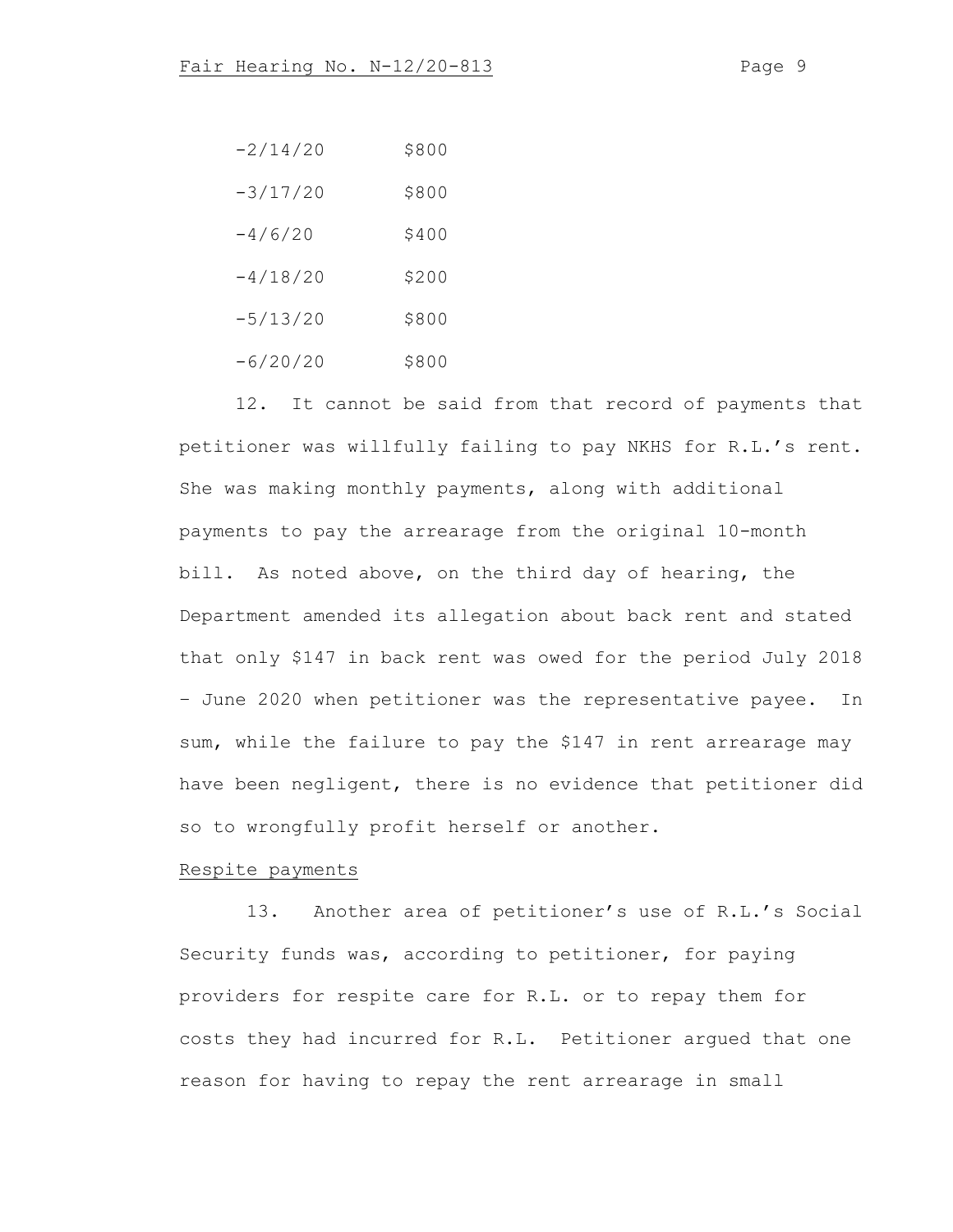-2/14/20 $800

-3/17/20 $800

-4/6/20 $400

-4/18/20 $200

-5/13/20 $800

-6/20/20 $800

12. It cannot be said from that record of payments that petitioner was willfully failing to pay NKHS for R.L.'s rent. She was making monthly payments, along with additional payments to pay the arrearage from the original 10-month bill. As noted above, on the third day of hearing, the Department amended its allegation about back rent and stated that only $147 in back rent was owed for the period July 2018 – June 2020 when petitioner was the representative payee. In sum, while the failure to pay the $147 in rent arrearage may have been negligent, there is no evidence that petitioner did so to wrongfully profit herself or another.

Respite payments

13. Another area of petitioner's use of R.L.'s Social Security funds was, according to petitioner, for paying providers for respite care for R.L. or to repay them for costs they had incurred for R.L. Petitioner argued that one reason for having to repay the rent arrearage in small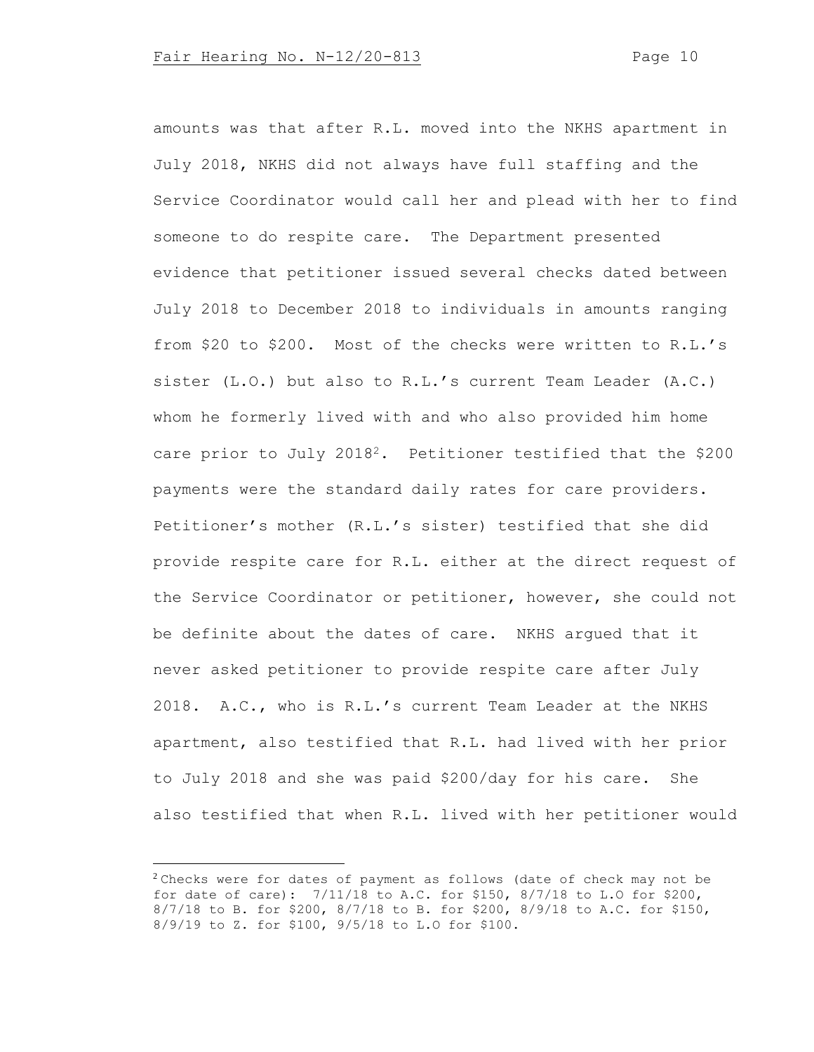amounts was that after R.L. moved into the NKHS apartment in July 2018, NKHS did not always have full staffing and the Service Coordinator would call her and plead with her to find someone to do respite care. The Department presented evidence that petitioner issued several checks dated between July 2018 to December 2018 to individuals in amounts ranging from $20 to $200. Most of the checks were written to R.L.'s sister (L.O.) but also to R.L.'s current Team Leader (A.C.) whom he formerly lived with and who also provided him home care prior to July 2018[2]. Petitioner testified that the $200 payments were the standard daily rates for care providers. Petitioner's mother (R.L.'s sister) testified that she did provide respite care for R.L. either at the direct request of the Service Coordinator or petitioner, however, she could not be definite about the dates of care. NKHS argued that it never asked petitioner to provide respite care after July 2018. A.C., who is R.L.'s current Team Leader at the NKHS apartment, also testified that R.L. had lived with her prior to July 2018 and she was paid $200/day for his care. She also testified that when R.L. lived with her petitioner would

---

[2] Checks were for dates of payment as follows (date of check may not be for date of care): 7/11/18 to A.C. for $150, 8/7/18 to L.O for $200, 8/7/18 to B. for $200, 8/7/18 to B. for $200, 8/9/18 to A.C. for $150, 8/9/19 to Z. for $100, 9/5/18 to L.O for $100.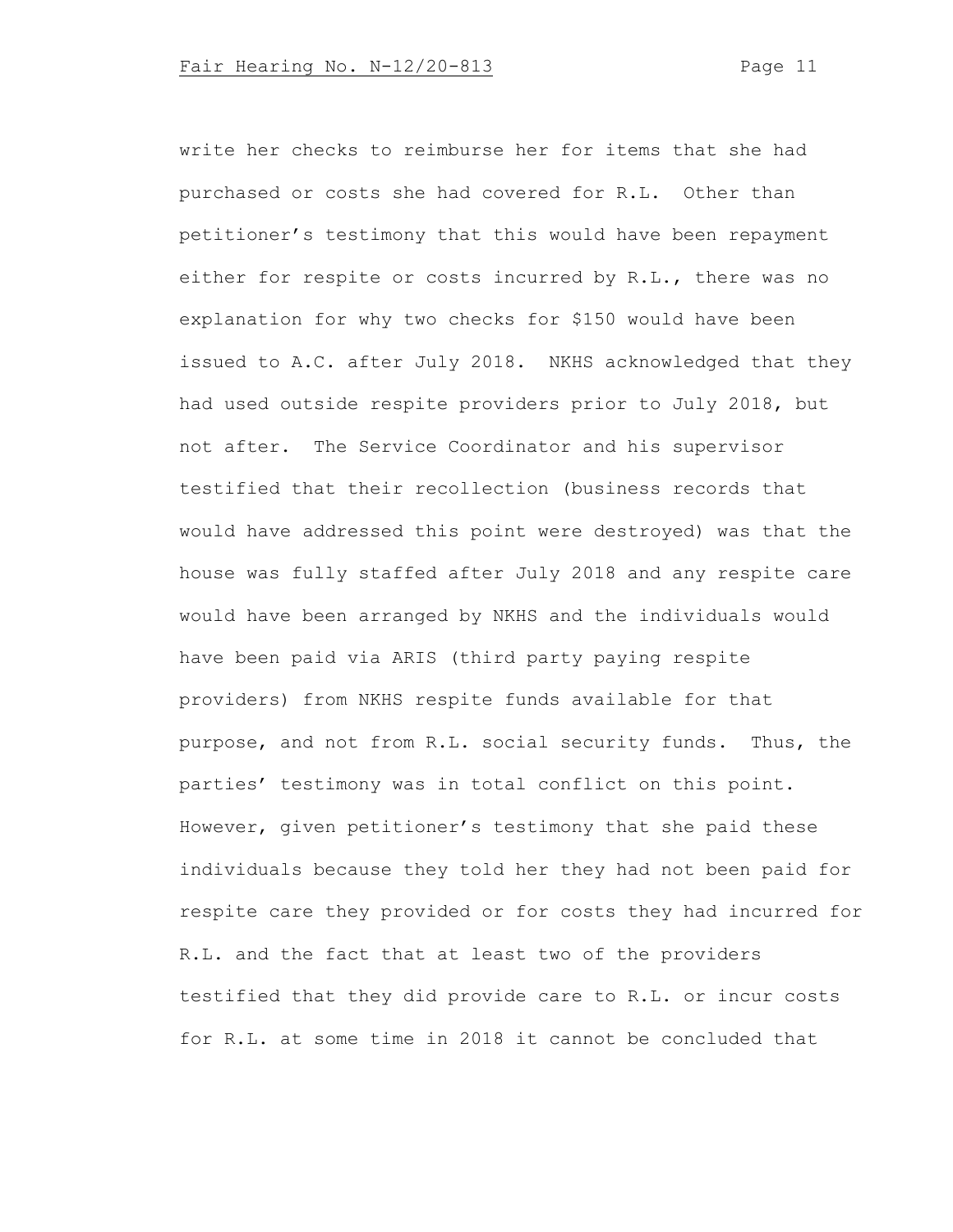write her checks to reimburse her for items that she had purchased or costs she had covered for R.L. Other than petitioner's testimony that this would have been repayment either for respite or costs incurred by R.L., there was no explanation for why two checks for $150 would have been issued to A.C. after July 2018. NKHS acknowledged that they had used outside respite providers prior to July 2018, but not after. The Service Coordinator and his supervisor testified that their recollection (business records that would have addressed this point were destroyed) was that the house was fully staffed after July 2018 and any respite care would have been arranged by NKHS and the individuals would have been paid via ARIS (third party paying respite providers) from NKHS respite funds available for that purpose, and not from R.L. social security funds. Thus, the parties' testimony was in total conflict on this point. However, given petitioner's testimony that she paid these individuals because they told her they had not been paid for respite care they provided or for costs they had incurred for R.L. and the fact that at least two of the providers testified that they did provide care to R.L. or incur costs for R.L. at some time in 2018 it cannot be concluded that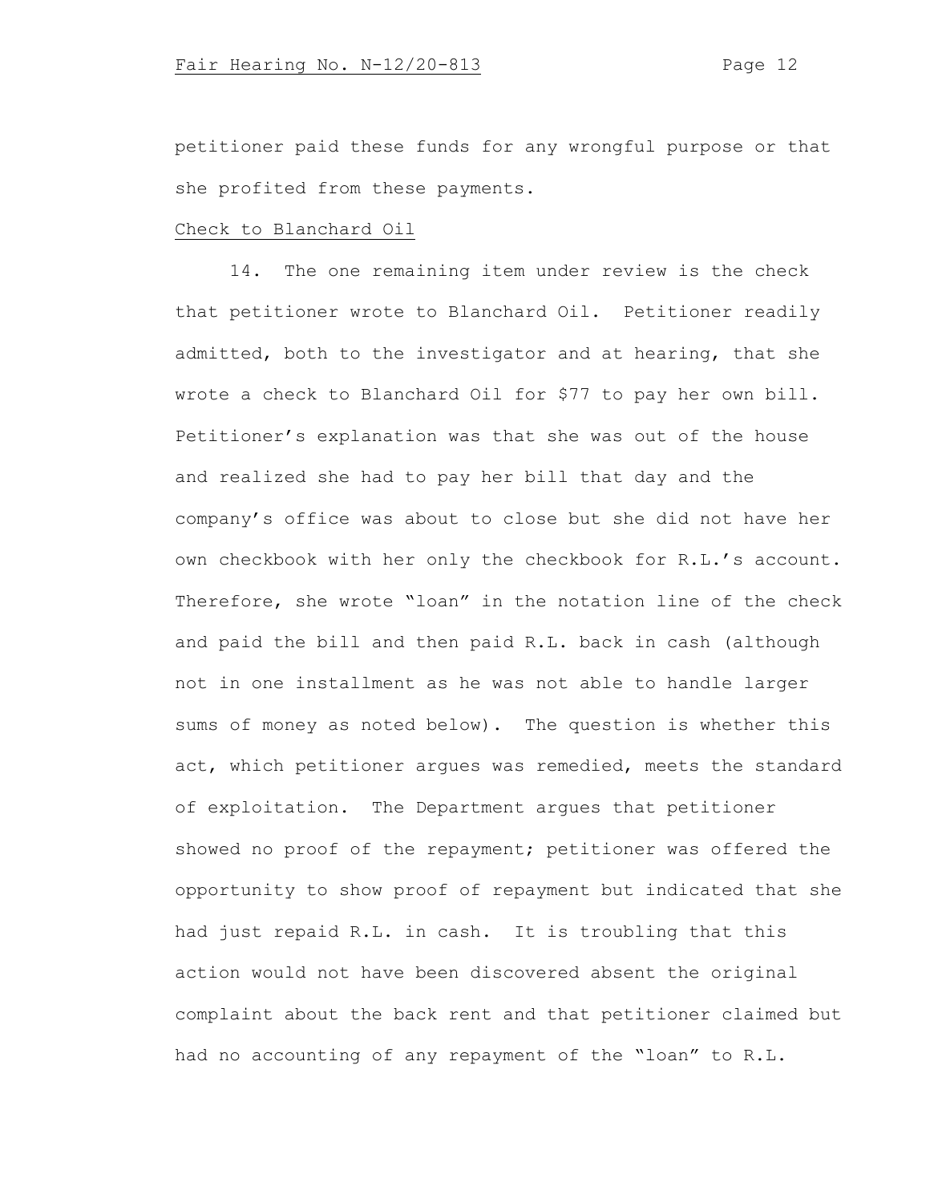petitioner paid these funds for any wrongful purpose or that she profited from these payments.

<u>Check to Blanchard Oil</u>

14. The one remaining item under review is the check that petitioner wrote to Blanchard Oil. Petitioner readily admitted, both to the investigator and at hearing, that she wrote a check to Blanchard Oil for $77 to pay her own bill. Petitioner's explanation was that she was out of the house and realized she had to pay her bill that day and the company's office was about to close but she did not have her own checkbook with her only the checkbook for R.L.'s account. Therefore, she wrote "loan" in the notation line of the check and paid the bill and then paid R.L. back in cash (although not in one installment as he was not able to handle larger sums of money as noted below). The question is whether this act, which petitioner argues was remedied, meets the standard of exploitation. The Department argues that petitioner showed no proof of the repayment; petitioner was offered the opportunity to show proof of repayment but indicated that she had just repaid R.L. in cash. It is troubling that this action would not have been discovered absent the original complaint about the back rent and that petitioner claimed but had no accounting of any repayment of the "loan" to R.L.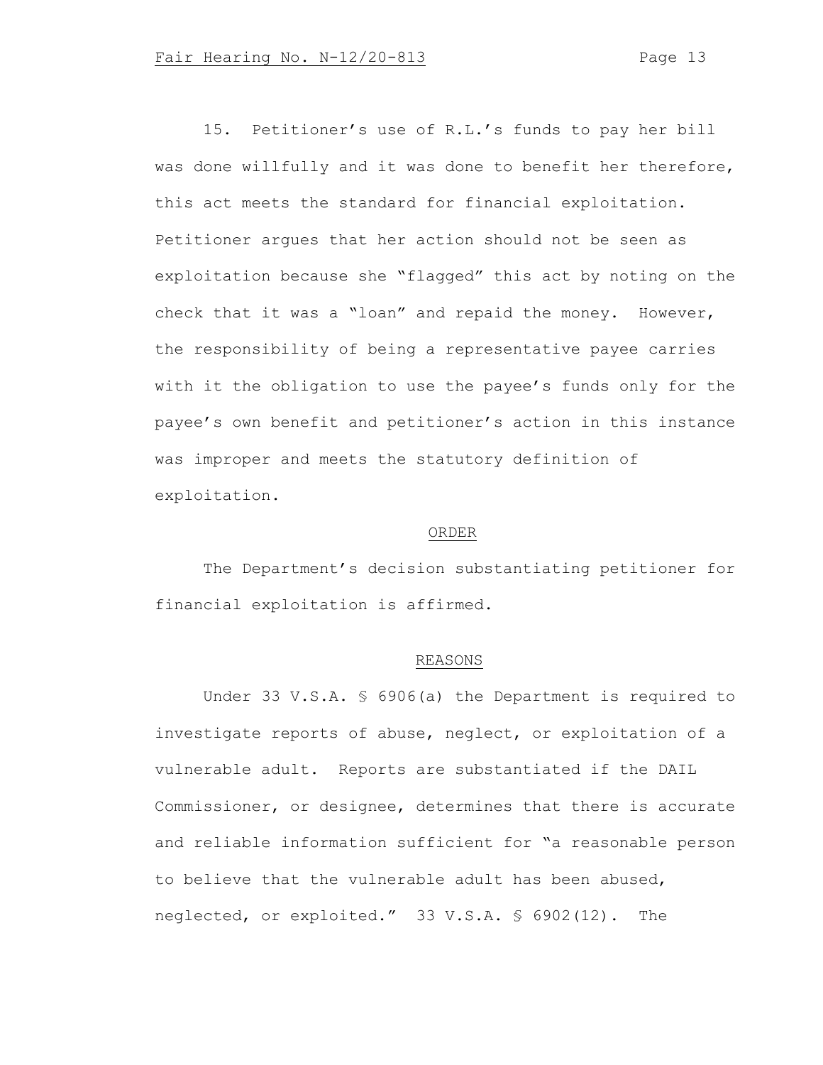15. Petitioner's use of R.L.'s funds to pay her bill was done willfully and it was done to benefit her therefore, this act meets the standard for financial exploitation. Petitioner argues that her action should not be seen as exploitation because she "flagged" this act by noting on the check that it was a "loan" and repaid the money. However, the responsibility of being a representative payee carries with it the obligation to use the payee's funds only for the payee's own benefit and petitioner's action in this instance was improper and meets the statutory definition of exploitation.

## ORDER

The Department's decision substantiating petitioner for financial exploitation is affirmed.

## REASONS

Under 33 V.S.A. § 6906(a) the Department is required to investigate reports of abuse, neglect, or exploitation of a vulnerable adult. Reports are substantiated if the DAIL Commissioner, or designee, determines that there is accurate and reliable information sufficient for "a reasonable person to believe that the vulnerable adult has been abused, neglected, or exploited." 33 V.S.A. § 6902(12). The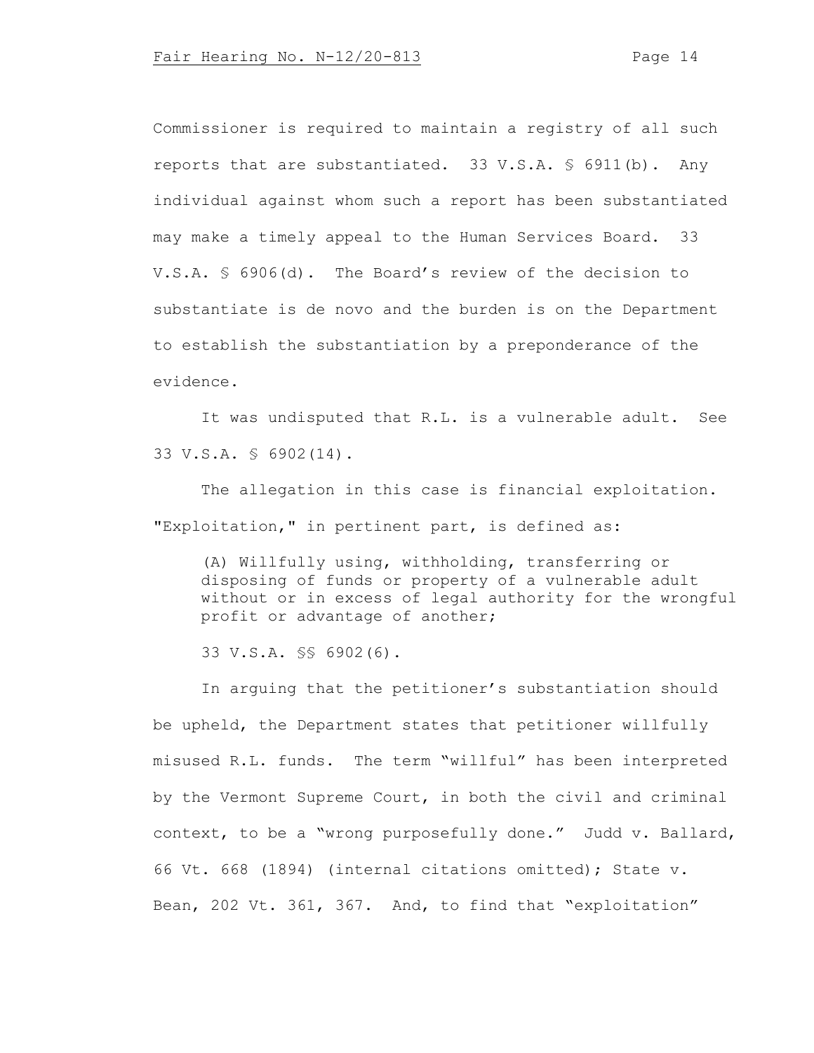Commissioner is required to maintain a registry of all such reports that are substantiated. 33 V.S.A. § 6911(b). Any individual against whom such a report has been substantiated may make a timely appeal to the Human Services Board. 33 V.S.A. § 6906(d). The Board's review of the decision to substantiate is de novo and the burden is on the Department to establish the substantiation by a preponderance of the evidence.

It was undisputed that R.L. is a vulnerable adult. See 33 V.S.A. § 6902(14).

The allegation in this case is financial exploitation. "Exploitation," in pertinent part, is defined as:

> (A) Willfully using, withholding, transferring or disposing of funds or property of a vulnerable adult without or in excess of legal authority for the wrongful profit or advantage of another;
>
> 33 V.S.A. §§ 6902(6).

In arguing that the petitioner's substantiation should be upheld, the Department states that petitioner willfully misused R.L. funds. The term "willful" has been interpreted by the Vermont Supreme Court, in both the civil and criminal context, to be a "wrong purposefully done." Judd v. Ballard, 66 Vt. 668 (1894) (internal citations omitted); State v. Bean, 202 Vt. 361, 367. And, to find that "exploitation"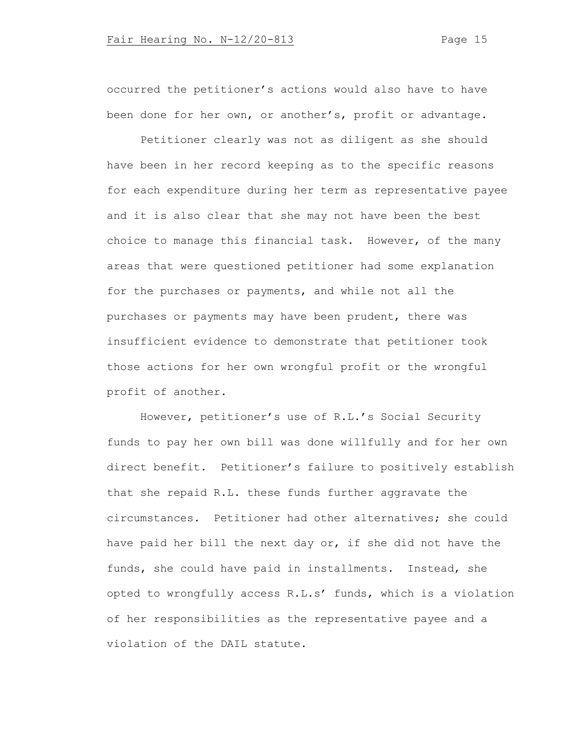occurred the petitioner's actions would also have to have been done for her own, or another's, profit or advantage.

Petitioner clearly was not as diligent as she should have been in her record keeping as to the specific reasons for each expenditure during her term as representative payee and it is also clear that she may not have been the best choice to manage this financial task. However, of the many areas that were questioned petitioner had some explanation for the purchases or payments, and while not all the purchases or payments may have been prudent, there was insufficient evidence to demonstrate that petitioner took those actions for her own wrongful profit or the wrongful profit of another.

However, petitioner's use of R.L.'s Social Security funds to pay her own bill was done willfully and for her own direct benefit. Petitioner's failure to positively establish that she repaid R.L. these funds further aggravate the circumstances. Petitioner had other alternatives; she could have paid her bill the next day or, if she did not have the funds, she could have paid in installments. Instead, she opted to wrongfully access R.L.s' funds, which is a violation of her responsibilities as the representative payee and a violation of the DAIL statute.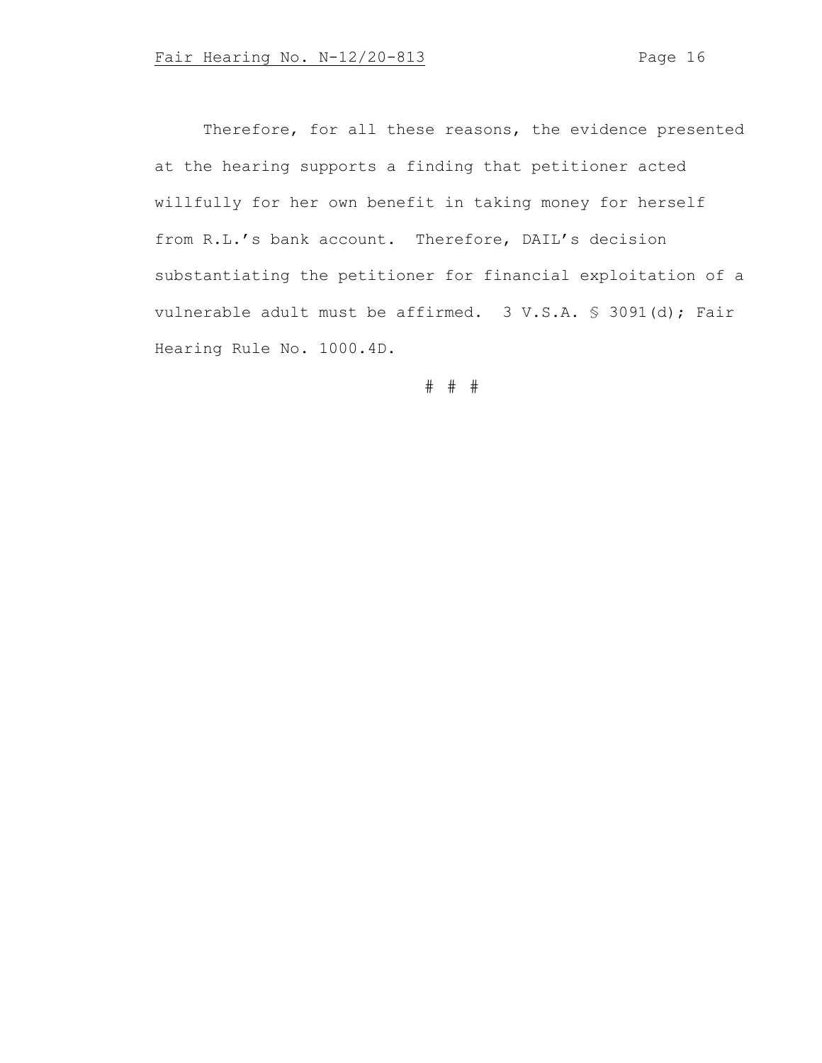Therefore, for all these reasons, the evidence presented at the hearing supports a finding that petitioner acted willfully for her own benefit in taking money for herself from R.L.'s bank account. Therefore, DAIL's decision substantiating the petitioner for financial exploitation of a vulnerable adult must be affirmed. 3 V.S.A. § 3091(d); Fair Hearing Rule No. 1000.4D.

# # #